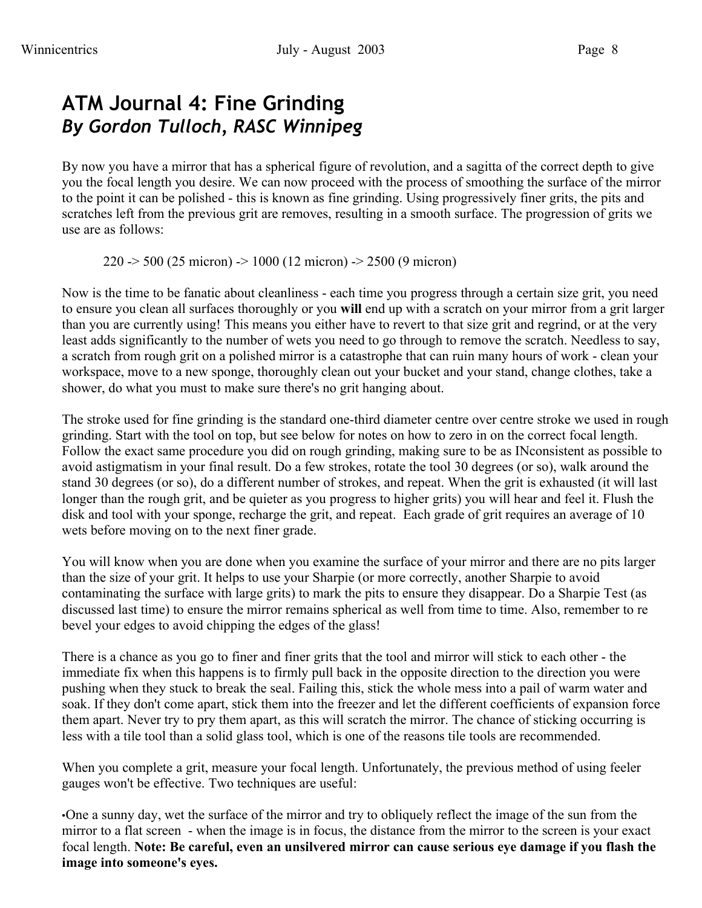# ATM Journal 4: Fine Grinding

## *By Gordon Tulloch, RASC Winnipeg*

By now you have a mirror that has a spherical figure of revolution, and a sagitta of the correct depth to give you the focal length you desire. We can now proceed with the process of smoothing the surface of the mirror to the point it can be polished - this is known as fine grinding. Using progressively finer grits, the pits and scratches left from the previous grit are removes, resulting in a smooth surface. The progression of grits we use are as follows:

220 -> 500 (25 micron) -> 1000 (12 micron) -> 2500 (9 micron)

Now is the time to be fanatic about cleanliness - each time you progress through a certain size grit, you need to ensure you clean all surfaces thoroughly or you **will** end up with a scratch on your mirror from a grit larger than you are currently using! This means you either have to revert to that size grit and regrind, or at the very least adds significantly to the number of wets you need to go through to remove the scratch. Needless to say, a scratch from rough grit on a polished mirror is a catastrophe that can ruin many hours of work - clean your workspace, move to a new sponge, thoroughly clean out your bucket and your stand, change clothes, take a shower, do what you must to make sure there's no grit hanging about.

The stroke used for fine grinding is the standard one-third diameter centre over centre stroke we used in rough grinding. Start with the tool on top, but see below for notes on how to zero in on the correct focal length. Follow the exact same procedure you did on rough grinding, making sure to be as INconsistent as possible to avoid astigmatism in your final result. Do a few strokes, rotate the tool 30 degrees (or so), walk around the stand 30 degrees (or so), do a different number of strokes, and repeat. When the grit is exhausted (it will last longer than the rough grit, and be quieter as you progress to higher grits) you will hear and feel it. Flush the disk and tool with your sponge, recharge the grit, and repeat. Each grade of grit requires an average of 10 wets before moving on to the next finer grade.

You will know when you are done when you examine the surface of your mirror and there are no pits larger than the size of your grit. It helps to use your Sharpie (or more correctly, another Sharpie to avoid contaminating the surface with large grits) to mark the pits to ensure they disappear. Do a Sharpie Test (as discussed last time) to ensure the mirror remains spherical as well from time to time. Also, remember to re bevel your edges to avoid chipping the edges of the glass!

There is a chance as you go to finer and finer grits that the tool and mirror will stick to each other - the immediate fix when this happens is to firmly pull back in the opposite direction to the direction you were pushing when they stuck to break the seal. Failing this, stick the whole mess into a pail of warm water and soak. If they don't come apart, stick them into the freezer and let the different coefficients of expansion force them apart. Never try to pry them apart, as this will scratch the mirror. The chance of sticking occurring is less with a tile tool than a solid glass tool, which is one of the reasons tile tools are recommended.

When you complete a grit, measure your focal length. Unfortunately, the previous method of using feeler gauges won't be effective. Two techniques are useful:

- One a sunny day, wet the surface of the mirror and try to obliquely reflect the image of the sun from the mirror to a flat screen - when the image is in focus, the distance from the mirror to the screen is your exact focal length. **Note: Be careful, even an unsilvered mirror can cause serious eye damage if you flash the image into someone's eyes.**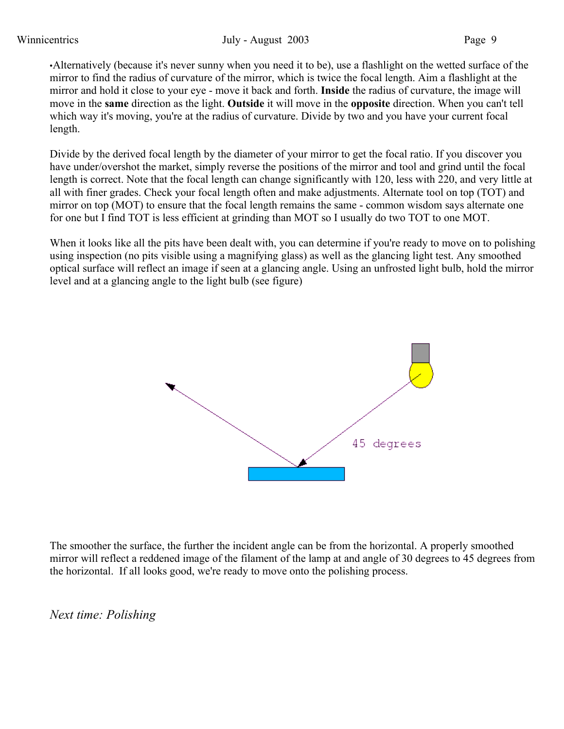•Alternatively (because it's never sunny when you need it to be), use a flashlight on the wetted surface of the mirror to find the radius of curvature of the mirror, which is twice the focal length. Aim a flashlight at the mirror and hold it close to your eye - move it back and forth. **Inside** the radius of curvature, the image will move in the **same** direction as the light. **Outside** it will move in the **opposite** direction. When you can't tell which way it's moving, you're at the radius of curvature. Divide by two and you have your current focal length.

Divide by the derived focal length by the diameter of your mirror to get the focal ratio. If you discover you have under/overshot the market, simply reverse the positions of the mirror and tool and grind until the focal length is correct. Note that the focal length can change significantly with 120, less with 220, and very little at all with finer grades. Check your focal length often and make adjustments. Alternate tool on top (TOT) and mirror on top (MOT) to ensure that the focal length remains the same - common wisdom says alternate one for one but I find TOT is less efficient at grinding than MOT so I usually do two TOT to one MOT.

When it looks like all the pits have been dealt with, you can determine if you're ready to move on to polishing using inspection (no pits visible using a magnifying glass) as well as the glancing light test. Any smoothed optical surface will reflect an image if seen at a glancing angle. Using an unfrosted light bulb, hold the mirror level and at a glancing angle to the light bulb (see figure)

45 degrees

The smoother the surface, the further the incident angle can be from the horizontal. A properly smoothed mirror will reflect a reddened image of the filament of the lamp at and angle of 30 degrees to 45 degrees from the horizontal. If all looks good, we're ready to move onto the polishing process.

*Next time: Polishing*